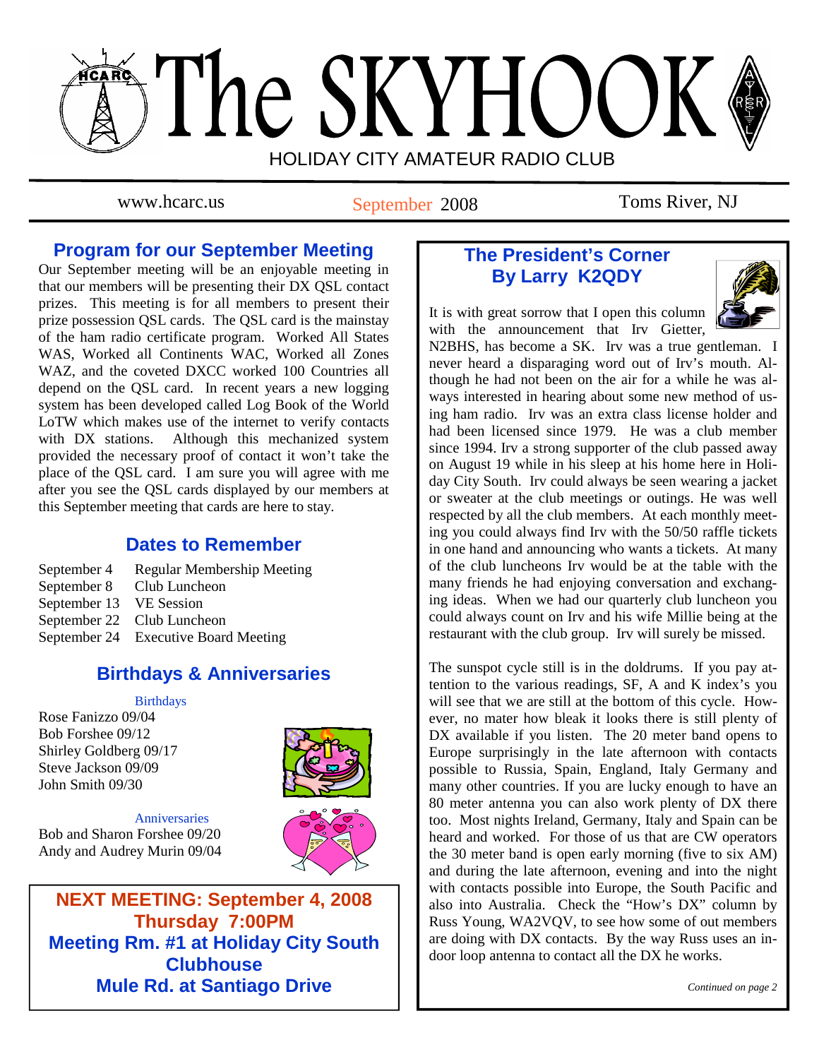# The SKYHOOK

HOLIDAY CITY AMATEUR RADIO CLUB

www.hcarc.us | September 2008 | Toms River, NJ

## Program for our September Meeting

Our September meeting will be an enjoyable meeting in that our members will be presenting their DX QSL contact prizes. This meeting is for all members to present their prize possession QSL cards. The QSL card is the mainstay of the ham radio certificate program. Worked All States WAS, Worked all Continents WAC, Worked all Zones WAZ, and the coveted DXCC worked 100 Countries all depend on the QSL card. In recent years a new logging system has been developed called Log Book of the World LoTW which makes use of the internet to verify contacts with DX stations. Although this mechanized system provided the necessary proof of contact it won't take the place of the QSL card. I am sure you will agree with me after you see the QSL cards displayed by our members at this September meeting that cards are here to stay.

## Dates to Remember

| | |
|---|---|
| September 4 | Regular Membership Meeting |
| September 8 | Club Luncheon |
| September 13 | VE Session |
| September 22 | Club Luncheon |
| September 24 | Executive Board Meeting |

## Birthdays & Anniversaries

### Birthdays

Rose Fanizzo 09/04
Bob Forshee 09/12
Shirley Goldberg 09/17
Steve Jackson 09/09
John Smith 09/30

### Anniversaries

Bob and Sharon Forshee 09/20
Andy and Audrey Murin 09/04

**NEXT MEETING: September 4, 2008**
**Thursday 7:00PM**
**Meeting Rm. #1 at Holiday City South Clubhouse**
**Mule Rd. at Santiago Drive**

## The President's Corner
## By Larry K2QDY

It is with great sorrow that I open this column with the announcement that Irv Gietter, N2BHS, has become a SK. Irv was a true gentleman. I never heard a disparaging word out of Irv's mouth. Although he had not been on the air for a while he was always interested in hearing about some new method of using ham radio. Irv was an extra class license holder and had been licensed since 1979. He was a club member since 1994. Irv a strong supporter of the club passed away on August 19 while in his sleep at his home here in Holiday City South. Irv could always be seen wearing a jacket or sweater at the club meetings or outings. He was well respected by all the club members. At each monthly meeting you could always find Irv with the 50/50 raffle tickets in one hand and announcing who wants a tickets. At many of the club luncheons Irv would be at the table with the many friends he had enjoying conversation and exchanging ideas. When we had our quarterly club luncheon you could always count on Irv and his wife Millie being at the restaurant with the club group. Irv will surely be missed.

The sunspot cycle still is in the doldrums. If you pay attention to the various readings, SF, A and K index's you will see that we are still at the bottom of this cycle. However, no mater how bleak it looks there is still plenty of DX available if you listen. The 20 meter band opens to Europe surprisingly in the late afternoon with contacts possible to Russia, Spain, England, Italy Germany and many other countries. If you are lucky enough to have an 80 meter antenna you can also work plenty of DX there too. Most nights Ireland, Germany, Italy and Spain can be heard and worked. For those of us that are CW operators the 30 meter band is open early morning (five to six AM) and during the late afternoon, evening and into the night with contacts possible into Europe, the South Pacific and also into Australia. Check the "How's DX" column by Russ Young, WA2VQV, to see how some of out members are doing with DX contacts. By the way Russ uses an indoor loop antenna to contact all the DX he works.

*Continued on page 2*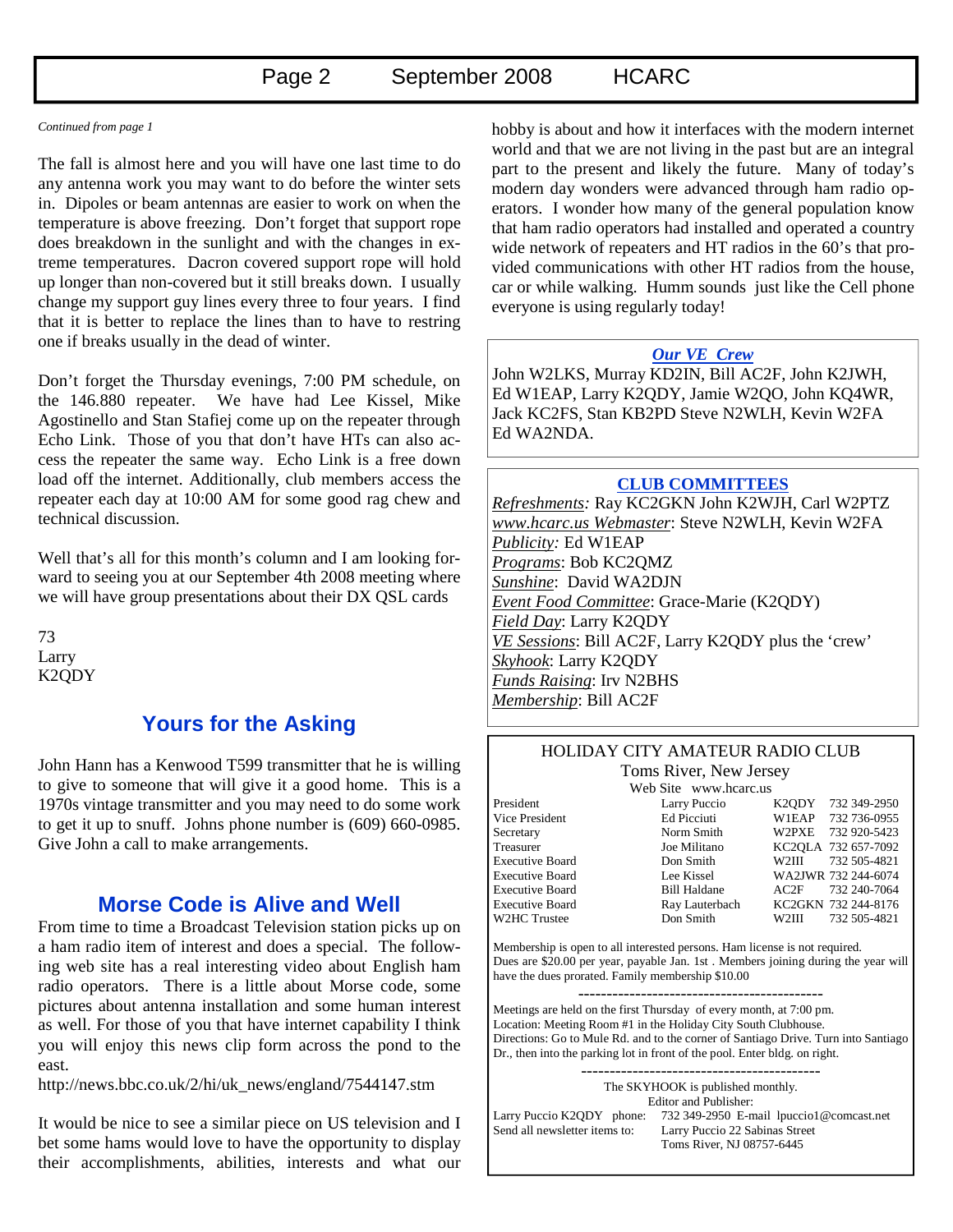*Continued from page 1*

The fall is almost here and you will have one last time to do any antenna work you may want to do before the winter sets in. Dipoles or beam antennas are easier to work on when the temperature is above freezing. Don't forget that support rope does breakdown in the sunlight and with the changes in extreme temperatures. Dacron covered support rope will hold up longer than non-covered but it still breaks down. I usually change my support guy lines every three to four years. I find that it is better to replace the lines than to have to restring one if breaks usually in the dead of winter.

Don't forget the Thursday evenings, 7:00 PM schedule, on the 146.880 repeater. We have had Lee Kissel, Mike Agostinello and Stan Stafiej come up on the repeater through Echo Link. Those of you that don't have HTs can also access the repeater the same way. Echo Link is a free down load off the internet. Additionally, club members access the repeater each day at 10:00 AM for some good rag chew and technical discussion.

Well that's all for this month's column and I am looking forward to seeing you at our September 4th 2008 meeting where we will have group presentations about their DX QSL cards

73
Larry
K2QDY

## Yours for the Asking

John Hann has a Kenwood T599 transmitter that he is willing to give to someone that will give it a good home. This is a 1970s vintage transmitter and you may need to do some work to get it up to snuff. Johns phone number is (609) 660-0985. Give John a call to make arrangements.

## Morse Code is Alive and Well

From time to time a Broadcast Television station picks up on a ham radio item of interest and does a special. The following web site has a real interesting video about English ham radio operators. There is a little about Morse code, some pictures about antenna installation and some human interest as well. For those of you that have internet capability I think you will enjoy this news clip form across the pond to the east.

http://news.bbc.co.uk/2/hi/uk_news/england/7544147.stm

It would be nice to see a similar piece on US television and I bet some hams would love to have the opportunity to display their accomplishments, abilities, interests and what our hobby is about and how it interfaces with the modern internet world and that we are not living in the past but are an integral part to the present and likely the future. Many of today's modern day wonders were advanced through ham radio operators. I wonder how many of the general population know that ham radio operators had installed and operated a country wide network of repeaters and HT radios in the 60's that provided communications with other HT radios from the house, car or while walking. Humm sounds just like the Cell phone everyone is using regularly today!

### *Our VE Crew*

John W2LKS, Murray KD2IN, Bill AC2F, John K2JWH, Ed W1EAP, Larry K2QDY, Jamie W2QO, John KQ4WR, Jack KC2FS, Stan KB2PD Steve N2WLH, Kevin W2FA Ed WA2NDA.

### CLUB COMMITTEES

*Refreshments:* Ray KC2GKN John K2WJH, Carl W2PTZ
*www.hcarc.us Webmaster*: Steve N2WLH, Kevin W2FA
*Publicity:* Ed W1EAP
*Programs*: Bob KC2QMZ
*Sunshine*: David WA2DJN
*Event Food Committee*: Grace-Marie (K2QDY)
*Field Day*: Larry K2QDY
*VE Sessions*: Bill AC2F, Larry K2QDY plus the 'crew'
*Skyhook*: Larry K2QDY
*Funds Raising*: Irv N2BHS
*Membership*: Bill AC2F

### HOLIDAY CITY AMATEUR RADIO CLUB

Toms River, New Jersey
Web Site www.hcarc.us

| Position | Name | Call | Phone |
|---|---|---|---|
| President | Larry Puccio | K2QDY | 732 349-2950 |
| Vice President | Ed Picciuti | W1EAP | 732 736-0955 |
| Secretary | Norm Smith | W2PXE | 732 920-5423 |
| Treasurer | Joe Militano | KC2QLA | 732 657-7092 |
| Executive Board | Don Smith | W2III | 732 505-4821 |
| Executive Board | Lee Kissel | WA2JWR | 732 244-6074 |
| Executive Board | Bill Haldane | AC2F | 732 240-7064 |
| Executive Board | Ray Lauterbach | KC2GKN | 732 244-8176 |
| W2HC Trustee | Don Smith | W2III | 732 505-4821 |

Membership is open to all interested persons. Ham license is not required. Dues are $20.00 per year, payable Jan. 1st . Members joining during the year will have the dues prorated. Family membership $10.00

---

Meetings are held on the first Thursday of every month, at 7:00 pm.
Location: Meeting Room #1 in the Holiday City South Clubhouse.
Directions: Go to Mule Rd. and to the corner of Santiago Drive. Turn into Santiago Dr., then into the parking lot in front of the pool. Enter bldg. on right.

---

The SKYHOOK is published monthly.
Editor and Publisher:
Larry Puccio K2QDY phone: 732 349-2950 E-mail lpuccio1@comcast.net
Send all newsletter items to: Larry Puccio 22 Sabinas Street
Toms River, NJ 08757-6445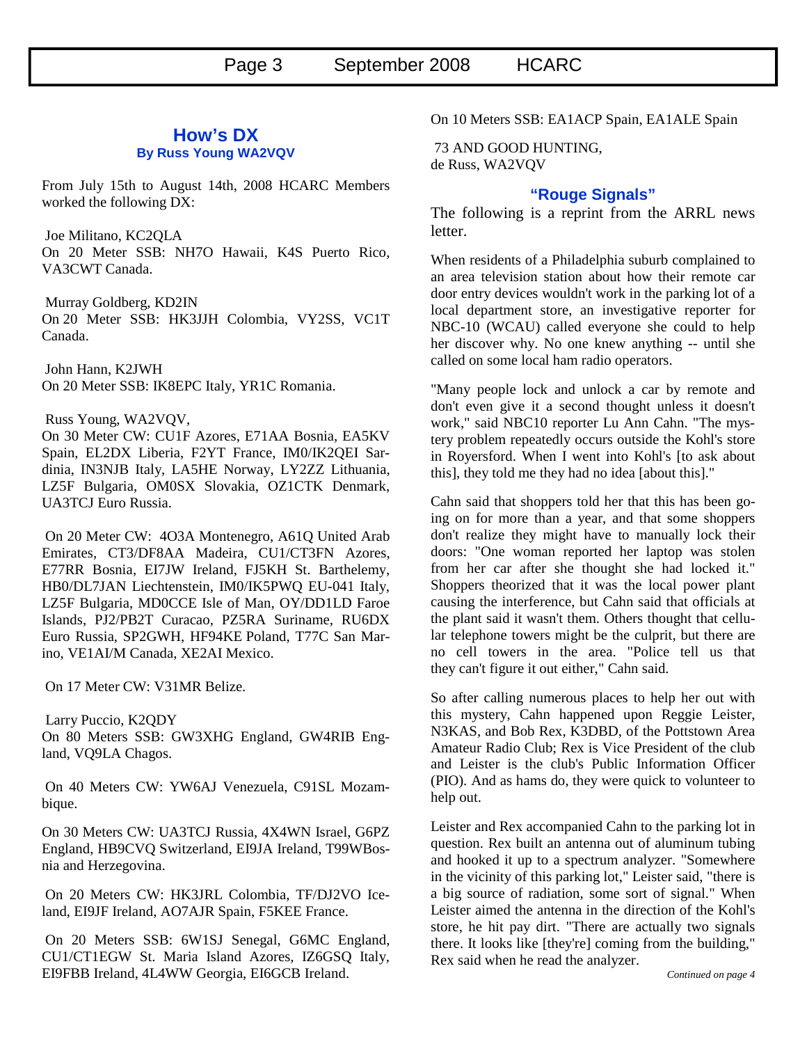## How's DX

**By Russ Young WA2VQV**

From July 15th to August 14th, 2008 HCARC Members worked the following DX:

Joe Militano, KC2QLA
On 20 Meter SSB: NH7O Hawaii, K4S Puerto Rico, VA3CWT Canada.

Murray Goldberg, KD2IN
On 20 Meter SSB: HK3JJH Colombia, VY2SS, VC1T Canada.

John Hann, K2JWH
On 20 Meter SSB: IK8EPC Italy, YR1C Romania.

Russ Young, WA2VQV,
On 30 Meter CW: CU1F Azores, E71AA Bosnia, EA5KV Spain, EL2DX Liberia, F2YT France, IM0/IK2QEI Sardinia, IN3NJB Italy, LA5HE Norway, LY2ZZ Lithuania, LZ5F Bulgaria, OM0SX Slovakia, OZ1CTK Denmark, UA3TCJ Euro Russia.

On 20 Meter CW: 4O3A Montenegro, A61Q United Arab Emirates, CT3/DF8AA Madeira, CU1/CT3FN Azores, E77RR Bosnia, EI7JW Ireland, FJ5KH St. Barthelemy, HB0/DL7JAN Liechtenstein, IM0/IK5PWQ EU-041 Italy, LZ5F Bulgaria, MD0CCE Isle of Man, OY/DD1LD Faroe Islands, PJ2/PB2T Curacao, PZ5RA Suriname, RU6DX Euro Russia, SP2GWH, HF94KE Poland, T77C San Marino, VE1AI/M Canada, XE2AI Mexico.

On 17 Meter CW: V31MR Belize.

Larry Puccio, K2QDY
On 80 Meters SSB: GW3XHG England, GW4RIB England, VQ9LA Chagos.

On 40 Meters CW: YW6AJ Venezuela, C91SL Mozambique.

On 30 Meters CW: UA3TCJ Russia, 4X4WN Israel, G6PZ England, HB9CVQ Switzerland, EI9JA Ireland, T99WBosnia and Herzegovina.

On 20 Meters CW: HK3JRL Colombia, TF/DJ2VO Iceland, EI9JF Ireland, AO7AJR Spain, F5KEE France.

On 20 Meters SSB: 6W1SJ Senegal, G6MC England, CU1/CT1EGW St. Maria Island Azores, IZ6GSQ Italy, EI9FBB Ireland, 4L4WW Georgia, EI6GCB Ireland.

On 10 Meters SSB: EA1ACP Spain, EA1ALE Spain

73 AND GOOD HUNTING,
de Russ, WA2VQV

## "Rouge Signals"

The following is a reprint from the ARRL news letter.

When residents of a Philadelphia suburb complained to an area television station about how their remote car door entry devices wouldn't work in the parking lot of a local department store, an investigative reporter for NBC-10 (WCAU) called everyone she could to help her discover why. No one knew anything -- until she called on some local ham radio operators.

"Many people lock and unlock a car by remote and don't even give it a second thought unless it doesn't work," said NBC10 reporter Lu Ann Cahn. "The mystery problem repeatedly occurs outside the Kohl's store in Royersford. When I went into Kohl's [to ask about this], they told me they had no idea [about this]."

Cahn said that shoppers told her that this has been going on for more than a year, and that some shoppers don't realize they might have to manually lock their doors: "One woman reported her laptop was stolen from her car after she thought she had locked it." Shoppers theorized that it was the local power plant causing the interference, but Cahn said that officials at the plant said it wasn't them. Others thought that cellular telephone towers might be the culprit, but there are no cell towers in the area. "Police tell us that they can't figure it out either," Cahn said.

So after calling numerous places to help her out with this mystery, Cahn happened upon Reggie Leister, N3KAS, and Bob Rex, K3DBD, of the Pottstown Area Amateur Radio Club; Rex is Vice President of the club and Leister is the club's Public Information Officer (PIO). And as hams do, they were quick to volunteer to help out.

Leister and Rex accompanied Cahn to the parking lot in question. Rex built an antenna out of aluminum tubing and hooked it up to a spectrum analyzer. "Somewhere in the vicinity of this parking lot," Leister said, "there is a big source of radiation, some sort of signal." When Leister aimed the antenna in the direction of the Kohl's store, he hit pay dirt. "There are actually two signals there. It looks like [they're] coming from the building," Rex said when he read the analyzer.

*Continued on page 4*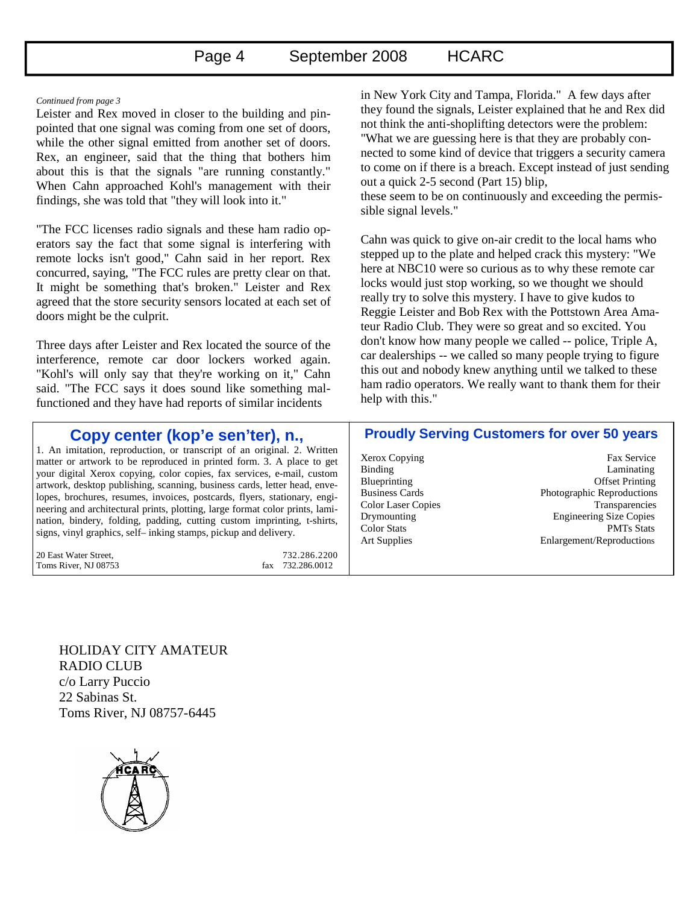*Continued from page 3*

Leister and Rex moved in closer to the building and pinpointed that one signal was coming from one set of doors, while the other signal emitted from another set of doors. Rex, an engineer, said that the thing that bothers him about this is that the signals "are running constantly." When Cahn approached Kohl's management with their findings, she was told that "they will look into it."

"The FCC licenses radio signals and these ham radio operators say the fact that some signal is interfering with remote locks isn't good," Cahn said in her report. Rex concurred, saying, "The FCC rules are pretty clear on that. It might be something that's broken." Leister and Rex agreed that the store security sensors located at each set of doors might be the culprit.

Three days after Leister and Rex located the source of the interference, remote car door lockers worked again. "Kohl's will only say that they're working on it," Cahn said. "The FCC says it does sound like something malfunctioned and they have had reports of similar incidents in New York City and Tampa, Florida." A few days after they found the signals, Leister explained that he and Rex did not think the anti-shoplifting detectors were the problem: "What we are guessing here is that they are probably connected to some kind of device that triggers a security camera to come on if there is a breach. Except instead of just sending out a quick 2-5 second (Part 15) blip,
these seem to be on continuously and exceeding the permissible signal levels."

Cahn was quick to give on-air credit to the local hams who stepped up to the plate and helped crack this mystery: "We here at NBC10 were so curious as to why these remote car locks would just stop working, so we thought we should really try to solve this mystery. I have to give kudos to Reggie Leister and Bob Rex with the Pottstown Area Amateur Radio Club. They were so great and so excited. You don't know how many people we called -- police, Triple A, car dealerships -- we called so many people trying to figure this out and nobody knew anything until we talked to these ham radio operators. We really want to thank them for their help with this."

## Copy center (kop'e sen'ter), n.,

1. An imitation, reproduction, or transcript of an original. 2. Written matter or artwork to be reproduced in printed form. 3. A place to get your digital Xerox copying, color copies, fax services, e-mail, custom artwork, desktop publishing, scanning, business cards, letter head, envelopes, brochures, resumes, invoices, postcards, flyers, stationary, engineering and architectural prints, plotting, large format color prints, lamination, bindery, folding, padding, cutting custom imprinting, t-shirts, signs, vinyl graphics, self– inking stamps, pickup and delivery.

20 East Water Street,
Toms River, NJ 08753

732.286.2200
fax 732.286.0012

## Proudly Serving Customers for over 50 years

| | |
|---|---|
| Xerox Copying | Fax Service |
| Binding | Laminating |
| Blueprinting | Offset Printing |
| Business Cards | Photographic Reproductions |
| Color Laser Copies | Transparencies |
| Drymounting | Engineering Size Copies |
| Color Stats | PMTs Stats |
| Art Supplies | Enlargement/Reproductions |

HOLIDAY CITY AMATEUR
RADIO CLUB
c/o Larry Puccio
22 Sabinas St.
Toms River, NJ 08757-6445

HCARC